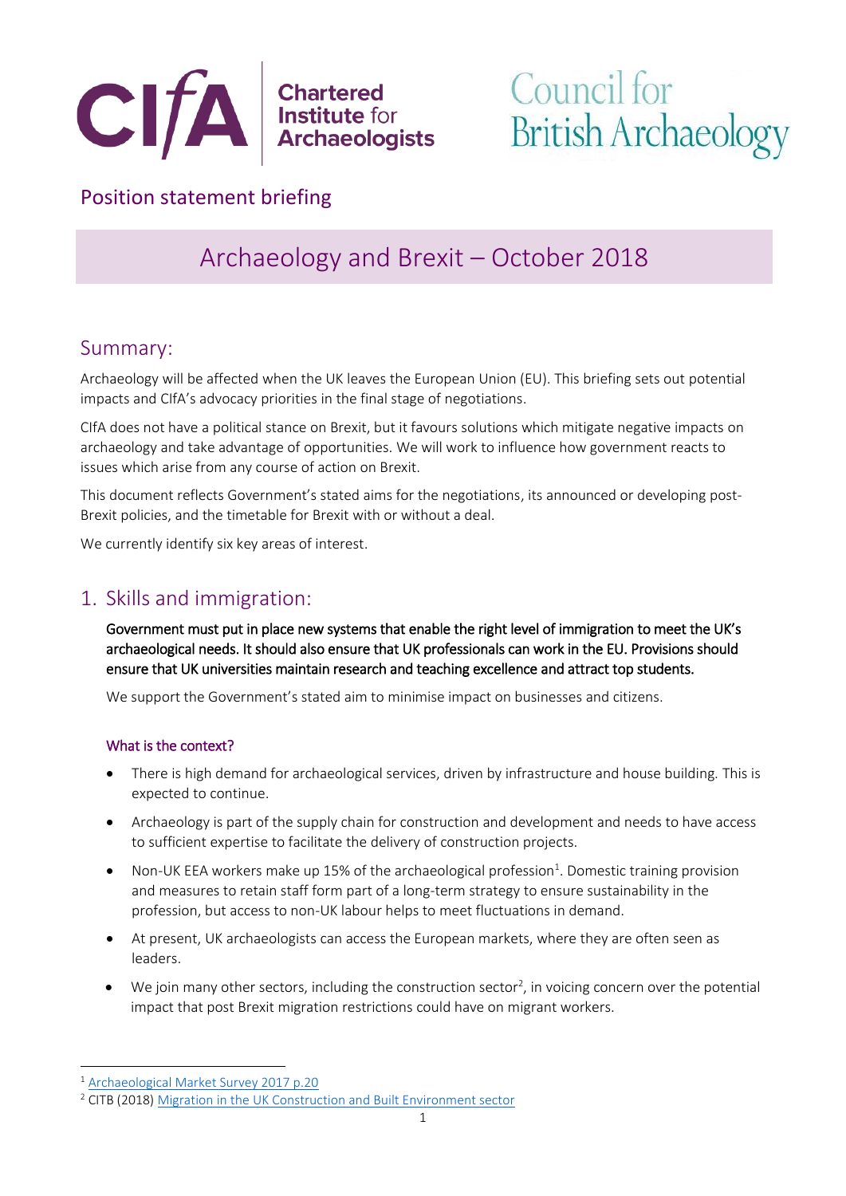Chartered Institute for Archaeologists

Council for British Archaeology

Position statement briefing

# Archaeology and Brexit – October 2018

## Summary:

Archaeology will be affected when the UK leaves the European Union (EU). This briefing sets out potential impacts and CIfA's advocacy priorities in the final stage of negotiations.

CIfA does not have a political stance on Brexit, but it favours solutions which mitigate negative impacts on archaeology and take advantage of opportunities. We will work to influence how government reacts to issues which arise from any course of action on Brexit.

This document reflects Government's stated aims for the negotiations, its announced or developing post-Brexit policies, and the timetable for Brexit with or without a deal.

We currently identify six key areas of interest.

## 1. Skills and immigration:

**Government must put in place new systems that enable the right level of immigration to meet the UK's archaeological needs. It should also ensure that UK professionals can work in the EU. Provisions should ensure that UK universities maintain research and teaching excellence and attract top students.**

We support the Government's stated aim to minimise impact on businesses and citizens.

### What is the context?

- There is high demand for archaeological services, driven by infrastructure and house building. This is expected to continue.
- Archaeology is part of the supply chain for construction and development and needs to have access to sufficient expertise to facilitate the delivery of construction projects.
- Non-UK EEA workers make up 15% of the archaeological profession[1]. Domestic training provision and measures to retain staff form part of a long-term strategy to ensure sustainability in the profession, but access to non-UK labour helps to meet fluctuations in demand.
- At present, UK archaeologists can access the European markets, where they are often seen as leaders.
- We join many other sectors, including the construction sector[2], in voicing concern over the potential impact that post Brexit migration restrictions could have on migrant workers.

---

[1] Archaeological Market Survey 2017 p.20

[2] CITB (2018) Migration in the UK Construction and Built Environment sector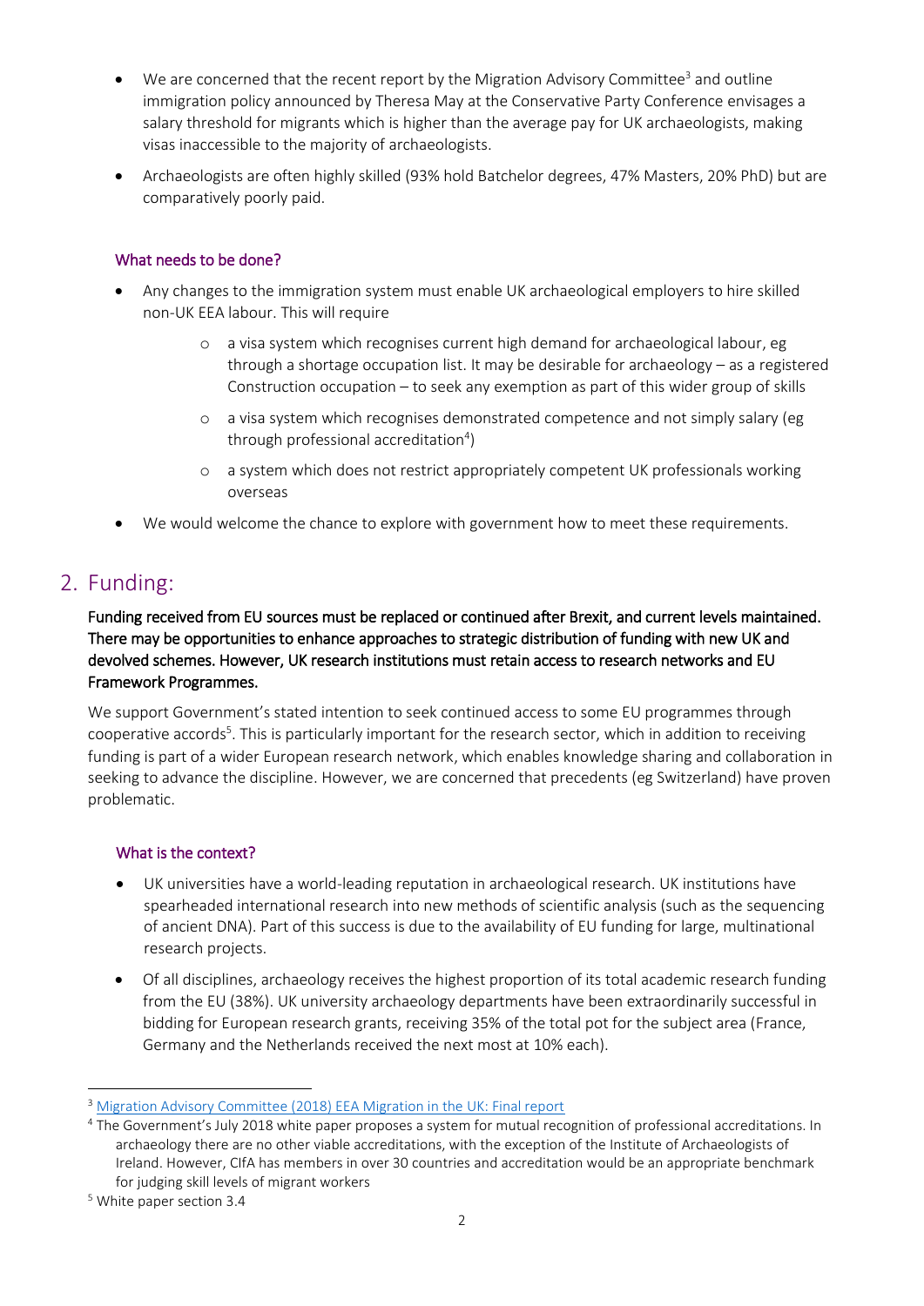- We are concerned that the recent report by the Migration Advisory Committee[3] and outline immigration policy announced by Theresa May at the Conservative Party Conference envisages a salary threshold for migrants which is higher than the average pay for UK archaeologists, making visas inaccessible to the majority of archaeologists.
- Archaeologists are often highly skilled (93% hold Batchelor degrees, 47% Masters, 20% PhD) but are comparatively poorly paid.

### What needs to be done?

- Any changes to the immigration system must enable UK archaeological employers to hire skilled non-UK EEA labour. This will require
    - a visa system which recognises current high demand for archaeological labour, eg through a shortage occupation list. It may be desirable for archaeology – as a registered Construction occupation – to seek any exemption as part of this wider group of skills
    - a visa system which recognises demonstrated competence and not simply salary (eg through professional accreditation[4])
    - a system which does not restrict appropriately competent UK professionals working overseas
- We would welcome the chance to explore with government how to meet these requirements.

## 2. Funding:

**Funding received from EU sources must be replaced or continued after Brexit, and current levels maintained. There may be opportunities to enhance approaches to strategic distribution of funding with new UK and devolved schemes. However, UK research institutions must retain access to research networks and EU Framework Programmes.**

We support Government's stated intention to seek continued access to some EU programmes through cooperative accords[5]. This is particularly important for the research sector, which in addition to receiving funding is part of a wider European research network, which enables knowledge sharing and collaboration in seeking to advance the discipline. However, we are concerned that precedents (eg Switzerland) have proven problematic.

### What is the context?

- UK universities have a world-leading reputation in archaeological research. UK institutions have spearheaded international research into new methods of scientific analysis (such as the sequencing of ancient DNA). Part of this success is due to the availability of EU funding for large, multinational research projects.
- Of all disciplines, archaeology receives the highest proportion of its total academic research funding from the EU (38%). UK university archaeology departments have been extraordinarily successful in bidding for European research grants, receiving 35% of the total pot for the subject area (France, Germany and the Netherlands received the next most at 10% each).

---

[3] Migration Advisory Committee (2018) EEA Migration in the UK: Final report

[4] The Government's July 2018 white paper proposes a system for mutual recognition of professional accreditations. In archaeology there are no other viable accreditations, with the exception of the Institute of Archaeologists of Ireland. However, CIfA has members in over 30 countries and accreditation would be an appropriate benchmark for judging skill levels of migrant workers

[5] White paper section 3.4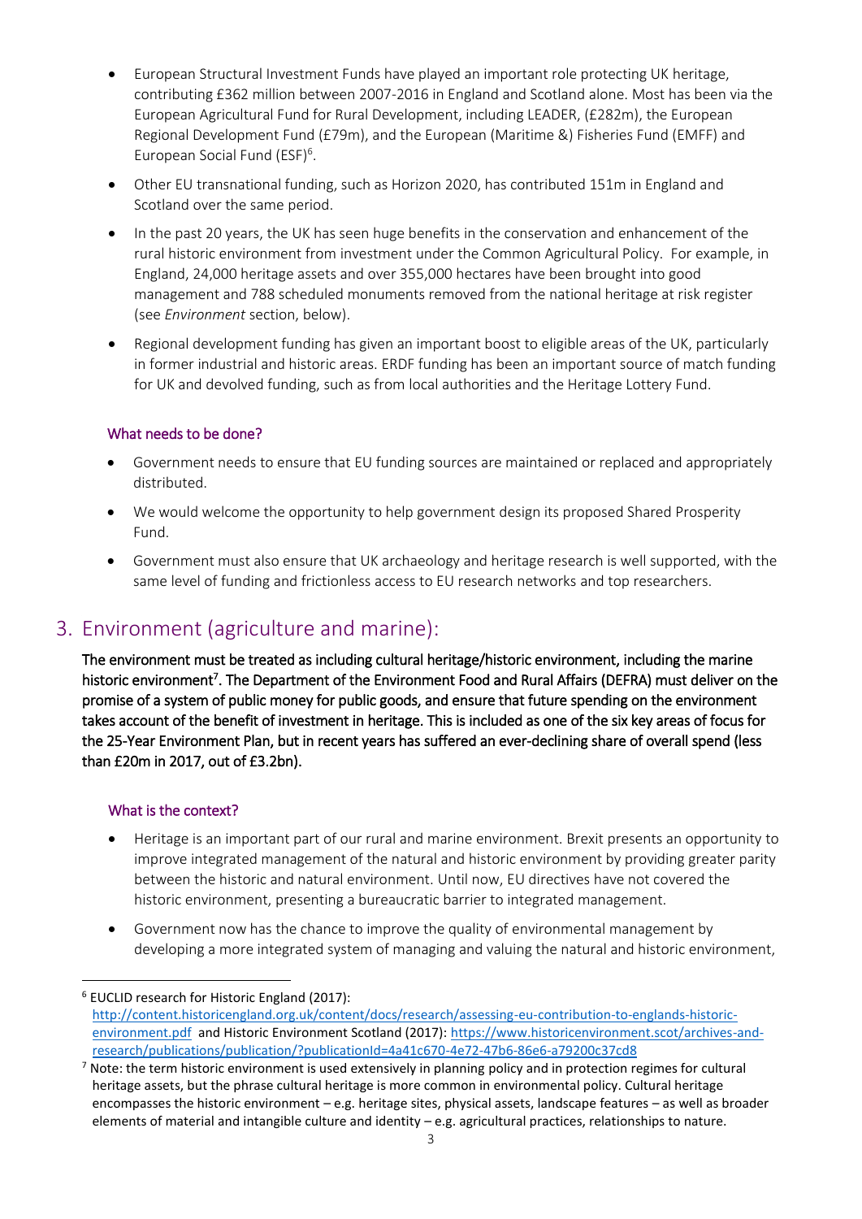- European Structural Investment Funds have played an important role protecting UK heritage, contributing £362 million between 2007-2016 in England and Scotland alone. Most has been via the European Agricultural Fund for Rural Development, including LEADER, (£282m), the European Regional Development Fund (£79m), and the European (Maritime &) Fisheries Fund (EMFF) and European Social Fund (ESF)[6].
- Other EU transnational funding, such as Horizon 2020, has contributed 151m in England and Scotland over the same period.
- In the past 20 years, the UK has seen huge benefits in the conservation and enhancement of the rural historic environment from investment under the Common Agricultural Policy. For example, in England, 24,000 heritage assets and over 355,000 hectares have been brought into good management and 788 scheduled monuments removed from the national heritage at risk register (see *Environment* section, below).
- Regional development funding has given an important boost to eligible areas of the UK, particularly in former industrial and historic areas. ERDF funding has been an important source of match funding for UK and devolved funding, such as from local authorities and the Heritage Lottery Fund.

### What needs to be done?

- Government needs to ensure that EU funding sources are maintained or replaced and appropriately distributed.
- We would welcome the opportunity to help government design its proposed Shared Prosperity Fund.
- Government must also ensure that UK archaeology and heritage research is well supported, with the same level of funding and frictionless access to EU research networks and top researchers.

## 3. Environment (agriculture and marine):

**The environment must be treated as including cultural heritage/historic environment, including the marine historic environment[7]. The Department of the Environment Food and Rural Affairs (DEFRA) must deliver on the promise of a system of public money for public goods, and ensure that future spending on the environment takes account of the benefit of investment in heritage. This is included as one of the six key areas of focus for the 25-Year Environment Plan, but in recent years has suffered an ever-declining share of overall spend (less than £20m in 2017, out of £3.2bn).**

### What is the context?

- Heritage is an important part of our rural and marine environment. Brexit presents an opportunity to improve integrated management of the natural and historic environment by providing greater parity between the historic and natural environment. Until now, EU directives have not covered the historic environment, presenting a bureaucratic barrier to integrated management.
- Government now has the chance to improve the quality of environmental management by developing a more integrated system of managing and valuing the natural and historic environment,

---

[6] EUCLID research for Historic England (2017): http://content.historicengland.org.uk/content/docs/research/assessing-eu-contribution-to-englands-historic-environment.pdf and Historic Environment Scotland (2017): https://www.historicenvironment.scot/archives-and-research/publications/publication/?publicationId=4a41c670-4e72-47b6-86e6-a79200c37cd8

[7] Note: the term historic environment is used extensively in planning policy and in protection regimes for cultural heritage assets, but the phrase cultural heritage is more common in environmental policy. Cultural heritage encompasses the historic environment – e.g. heritage sites, physical assets, landscape features – as well as broader elements of material and intangible culture and identity – e.g. agricultural practices, relationships to nature.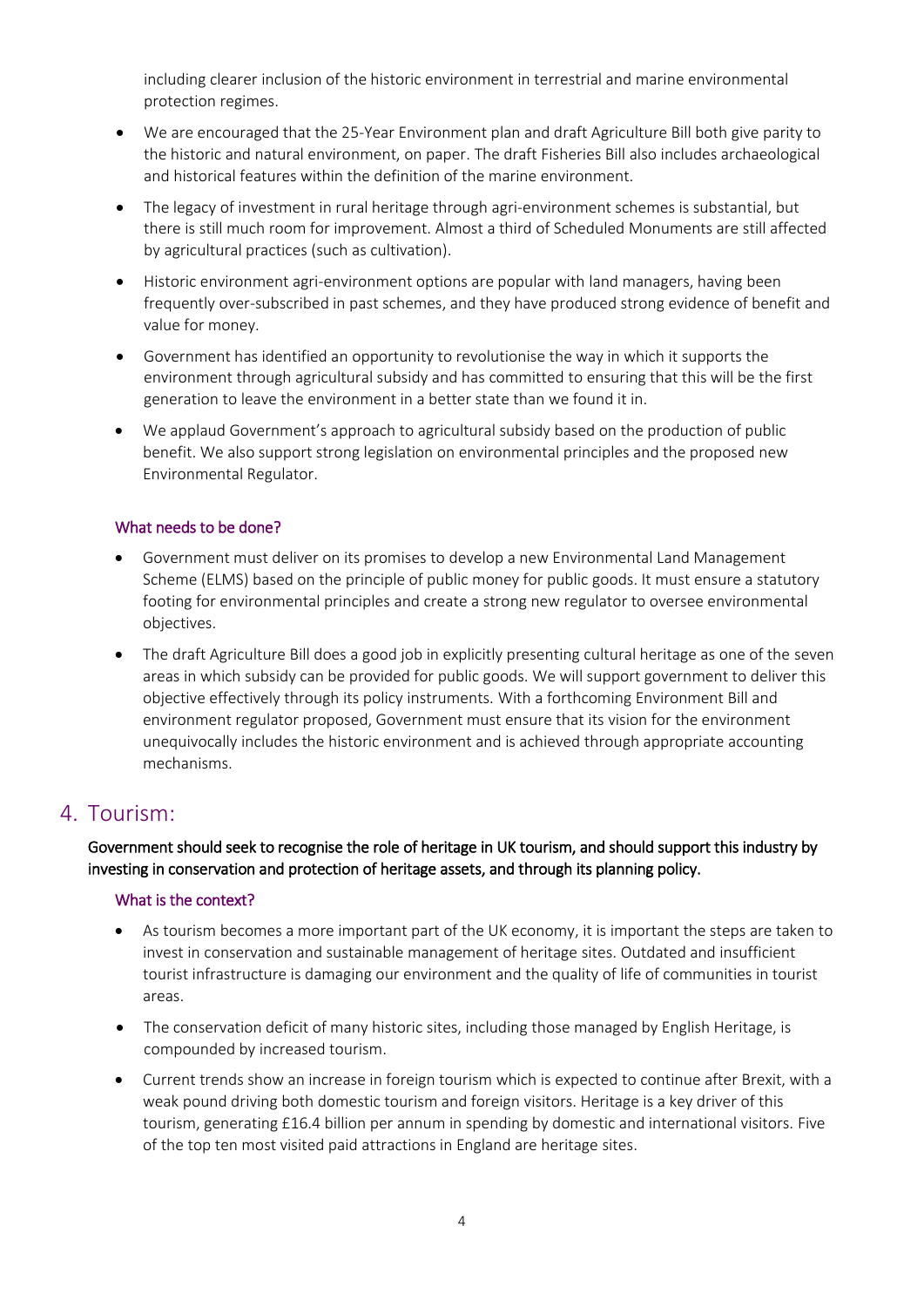including clearer inclusion of the historic environment in terrestrial and marine environmental protection regimes.

- We are encouraged that the 25-Year Environment plan and draft Agriculture Bill both give parity to the historic and natural environment, on paper. The draft Fisheries Bill also includes archaeological and historical features within the definition of the marine environment.
- The legacy of investment in rural heritage through agri-environment schemes is substantial, but there is still much room for improvement. Almost a third of Scheduled Monuments are still affected by agricultural practices (such as cultivation).
- Historic environment agri-environment options are popular with land managers, having been frequently over-subscribed in past schemes, and they have produced strong evidence of benefit and value for money.
- Government has identified an opportunity to revolutionise the way in which it supports the environment through agricultural subsidy and has committed to ensuring that this will be the first generation to leave the environment in a better state than we found it in.
- We applaud Government's approach to agricultural subsidy based on the production of public benefit. We also support strong legislation on environmental principles and the proposed new Environmental Regulator.

### What needs to be done?

- Government must deliver on its promises to develop a new Environmental Land Management Scheme (ELMS) based on the principle of public money for public goods. It must ensure a statutory footing for environmental principles and create a strong new regulator to oversee environmental objectives.
- The draft Agriculture Bill does a good job in explicitly presenting cultural heritage as one of the seven areas in which subsidy can be provided for public goods. We will support government to deliver this objective effectively through its policy instruments. With a forthcoming Environment Bill and environment regulator proposed, Government must ensure that its vision for the environment unequivocally includes the historic environment and is achieved through appropriate accounting mechanisms.

## 4. Tourism:

**Government should seek to recognise the role of heritage in UK tourism, and should support this industry by investing in conservation and protection of heritage assets, and through its planning policy.**

### What is the context?

- As tourism becomes a more important part of the UK economy, it is important the steps are taken to invest in conservation and sustainable management of heritage sites. Outdated and insufficient tourist infrastructure is damaging our environment and the quality of life of communities in tourist areas.
- The conservation deficit of many historic sites, including those managed by English Heritage, is compounded by increased tourism.
- Current trends show an increase in foreign tourism which is expected to continue after Brexit, with a weak pound driving both domestic tourism and foreign visitors. Heritage is a key driver of this tourism, generating £16.4 billion per annum in spending by domestic and international visitors. Five of the top ten most visited paid attractions in England are heritage sites.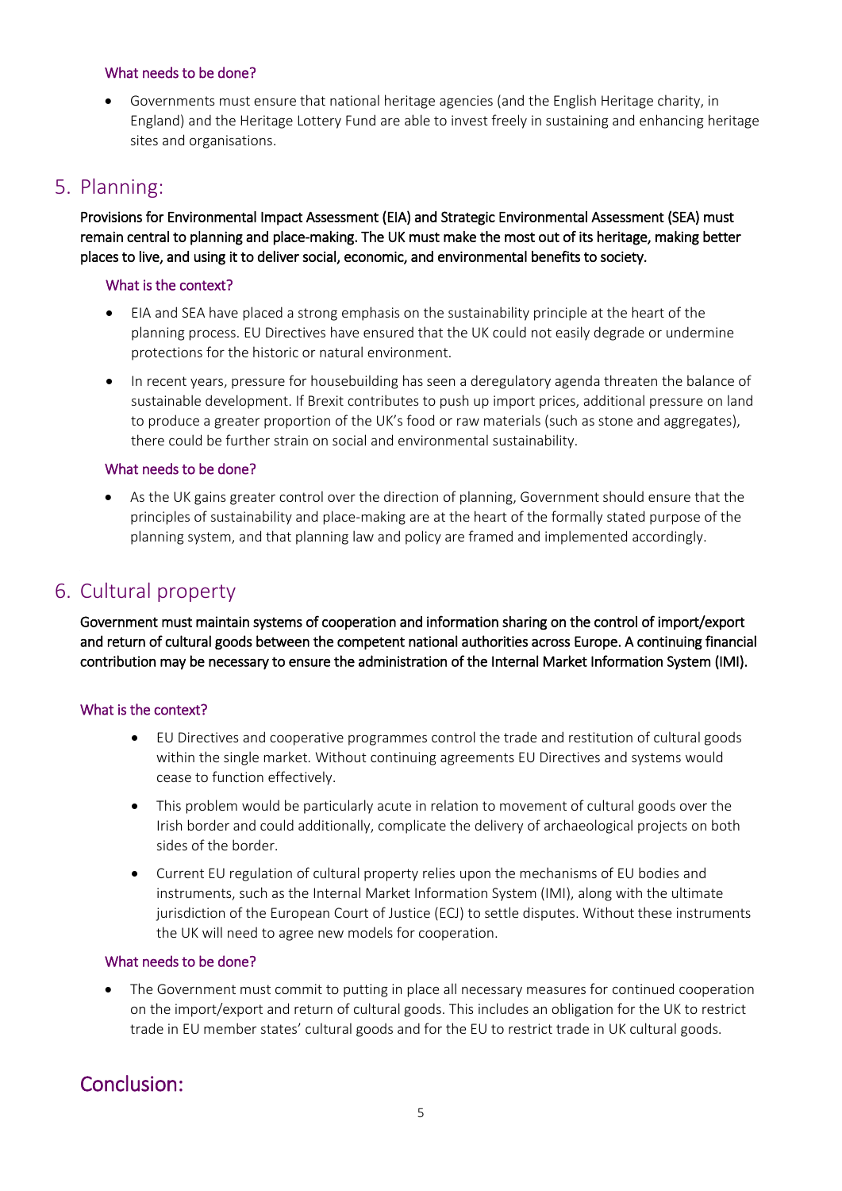### What needs to be done?

- Governments must ensure that national heritage agencies (and the English Heritage charity, in England) and the Heritage Lottery Fund are able to invest freely in sustaining and enhancing heritage sites and organisations.

## 5. Planning:

**Provisions for Environmental Impact Assessment (EIA) and Strategic Environmental Assessment (SEA) must remain central to planning and place-making. The UK must make the most out of its heritage, making better places to live, and using it to deliver social, economic, and environmental benefits to society.**

### What is the context?

- EIA and SEA have placed a strong emphasis on the sustainability principle at the heart of the planning process. EU Directives have ensured that the UK could not easily degrade or undermine protections for the historic or natural environment.
- In recent years, pressure for housebuilding has seen a deregulatory agenda threaten the balance of sustainable development. If Brexit contributes to push up import prices, additional pressure on land to produce a greater proportion of the UK's food or raw materials (such as stone and aggregates), there could be further strain on social and environmental sustainability.

### What needs to be done?

- As the UK gains greater control over the direction of planning, Government should ensure that the principles of sustainability and place-making are at the heart of the formally stated purpose of the planning system, and that planning law and policy are framed and implemented accordingly.

## 6. Cultural property

**Government must maintain systems of cooperation and information sharing on the control of import/export and return of cultural goods between the competent national authorities across Europe. A continuing financial contribution may be necessary to ensure the administration of the Internal Market Information System (IMI).**

### What is the context?

- EU Directives and cooperative programmes control the trade and restitution of cultural goods within the single market. Without continuing agreements EU Directives and systems would cease to function effectively.
- This problem would be particularly acute in relation to movement of cultural goods over the Irish border and could additionally, complicate the delivery of archaeological projects on both sides of the border.
- Current EU regulation of cultural property relies upon the mechanisms of EU bodies and instruments, such as the Internal Market Information System (IMI), along with the ultimate jurisdiction of the European Court of Justice (ECJ) to settle disputes. Without these instruments the UK will need to agree new models for cooperation.

### What needs to be done?

- The Government must commit to putting in place all necessary measures for continued cooperation on the import/export and return of cultural goods. This includes an obligation for the UK to restrict trade in EU member states' cultural goods and for the EU to restrict trade in UK cultural goods.

## Conclusion: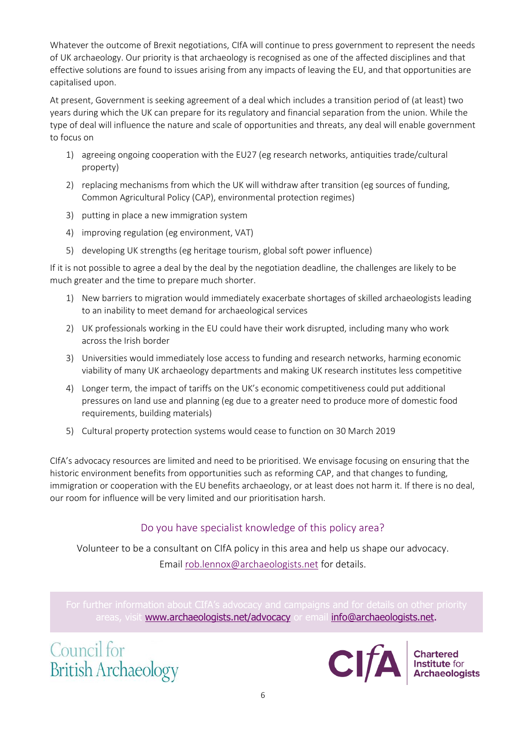Whatever the outcome of Brexit negotiations, CIfA will continue to press government to represent the needs of UK archaeology. Our priority is that archaeology is recognised as one of the affected disciplines and that effective solutions are found to issues arising from any impacts of leaving the EU, and that opportunities are capitalised upon.

At present, Government is seeking agreement of a deal which includes a transition period of (at least) two years during which the UK can prepare for its regulatory and financial separation from the union. While the type of deal will influence the nature and scale of opportunities and threats, any deal will enable government to focus on

1) agreeing ongoing cooperation with the EU27 (eg research networks, antiquities trade/cultural property)
2) replacing mechanisms from which the UK will withdraw after transition (eg sources of funding, Common Agricultural Policy (CAP), environmental protection regimes)
3) putting in place a new immigration system
4) improving regulation (eg environment, VAT)
5) developing UK strengths (eg heritage tourism, global soft power influence)

If it is not possible to agree a deal by the deal by the negotiation deadline, the challenges are likely to be much greater and the time to prepare much shorter.

1) New barriers to migration would immediately exacerbate shortages of skilled archaeologists leading to an inability to meet demand for archaeological services
2) UK professionals working in the EU could have their work disrupted, including many who work across the Irish border
3) Universities would immediately lose access to funding and research networks, harming economic viability of many UK archaeology departments and making UK research institutes less competitive
4) Longer term, the impact of tariffs on the UK's economic competitiveness could put additional pressures on land use and planning (eg due to a greater need to produce more of domestic food requirements, building materials)
5) Cultural property protection systems would cease to function on 30 March 2019

CIfA's advocacy resources are limited and need to be prioritised. We envisage focusing on ensuring that the historic environment benefits from opportunities such as reforming CAP, and that changes to funding, immigration or cooperation with the EU benefits archaeology, or at least does not harm it. If there is no deal, our room for influence will be very limited and our prioritisation harsh.

## Do you have specialist knowledge of this policy area?

Volunteer to be a consultant on CIfA policy in this area and help us shape our advocacy. Email rob.lennox@archaeologists.net for details.

For further information about CIfA's advocacy and campaigns and for details on other priority areas, visit www.archaeologists.net/advocacy or email info@archaeologists.net.

Council for British Archaeology

CIfA Chartered Institute for Archaeologists